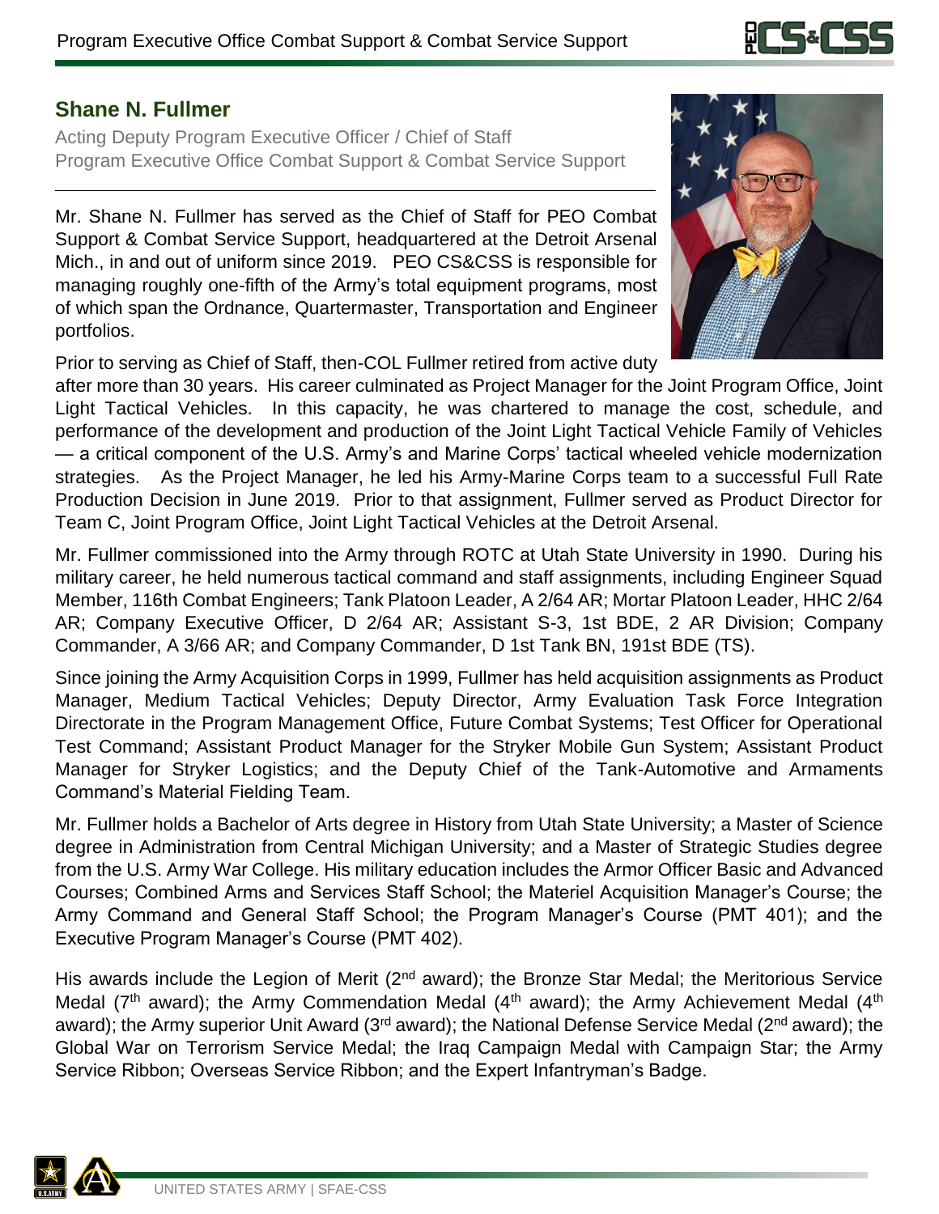## Shane N. Fullmer

Acting Deputy Program Executive Officer / Chief of Staff
Program Executive Office Combat Support & Combat Service Support

---

Mr. Shane N. Fullmer has served as the Chief of Staff for PEO Combat Support & Combat Service Support, headquartered at the Detroit Arsenal Mich., in and out of uniform since 2019. PEO CS&CSS is responsible for managing roughly one-fifth of the Army's total equipment programs, most of which span the Ordnance, Quartermaster, Transportation and Engineer portfolios.

Prior to serving as Chief of Staff, then-COL Fullmer retired from active duty after more than 30 years. His career culminated as Project Manager for the Joint Program Office, Joint Light Tactical Vehicles. In this capacity, he was chartered to manage the cost, schedule, and performance of the development and production of the Joint Light Tactical Vehicle Family of Vehicles — a critical component of the U.S. Army's and Marine Corps' tactical wheeled vehicle modernization strategies. As the Project Manager, he led his Army-Marine Corps team to a successful Full Rate Production Decision in June 2019. Prior to that assignment, Fullmer served as Product Director for Team C, Joint Program Office, Joint Light Tactical Vehicles at the Detroit Arsenal.

Mr. Fullmer commissioned into the Army through ROTC at Utah State University in 1990. During his military career, he held numerous tactical command and staff assignments, including Engineer Squad Member, 116th Combat Engineers; Tank Platoon Leader, A 2/64 AR; Mortar Platoon Leader, HHC 2/64 AR; Company Executive Officer, D 2/64 AR; Assistant S-3, 1st BDE, 2 AR Division; Company Commander, A 3/66 AR; and Company Commander, D 1st Tank BN, 191st BDE (TS).

Since joining the Army Acquisition Corps in 1999, Fullmer has held acquisition assignments as Product Manager, Medium Tactical Vehicles; Deputy Director, Army Evaluation Task Force Integration Directorate in the Program Management Office, Future Combat Systems; Test Officer for Operational Test Command; Assistant Product Manager for the Stryker Mobile Gun System; Assistant Product Manager for Stryker Logistics; and the Deputy Chief of the Tank-Automotive and Armaments Command's Material Fielding Team.

Mr. Fullmer holds a Bachelor of Arts degree in History from Utah State University; a Master of Science degree in Administration from Central Michigan University; and a Master of Strategic Studies degree from the U.S. Army War College. His military education includes the Armor Officer Basic and Advanced Courses; Combined Arms and Services Staff School; the Materiel Acquisition Manager's Course; the Army Command and General Staff School; the Program Manager's Course (PMT 401); and the Executive Program Manager's Course (PMT 402).

His awards include the Legion of Merit (2nd award); the Bronze Star Medal; the Meritorious Service Medal (7th award); the Army Commendation Medal (4th award); the Army Achievement Medal (4th award); the Army superior Unit Award (3rd award); the National Defense Service Medal (2nd award); the Global War on Terrorism Service Medal; the Iraq Campaign Medal with Campaign Star; the Army Service Ribbon; Overseas Service Ribbon; and the Expert Infantryman's Badge.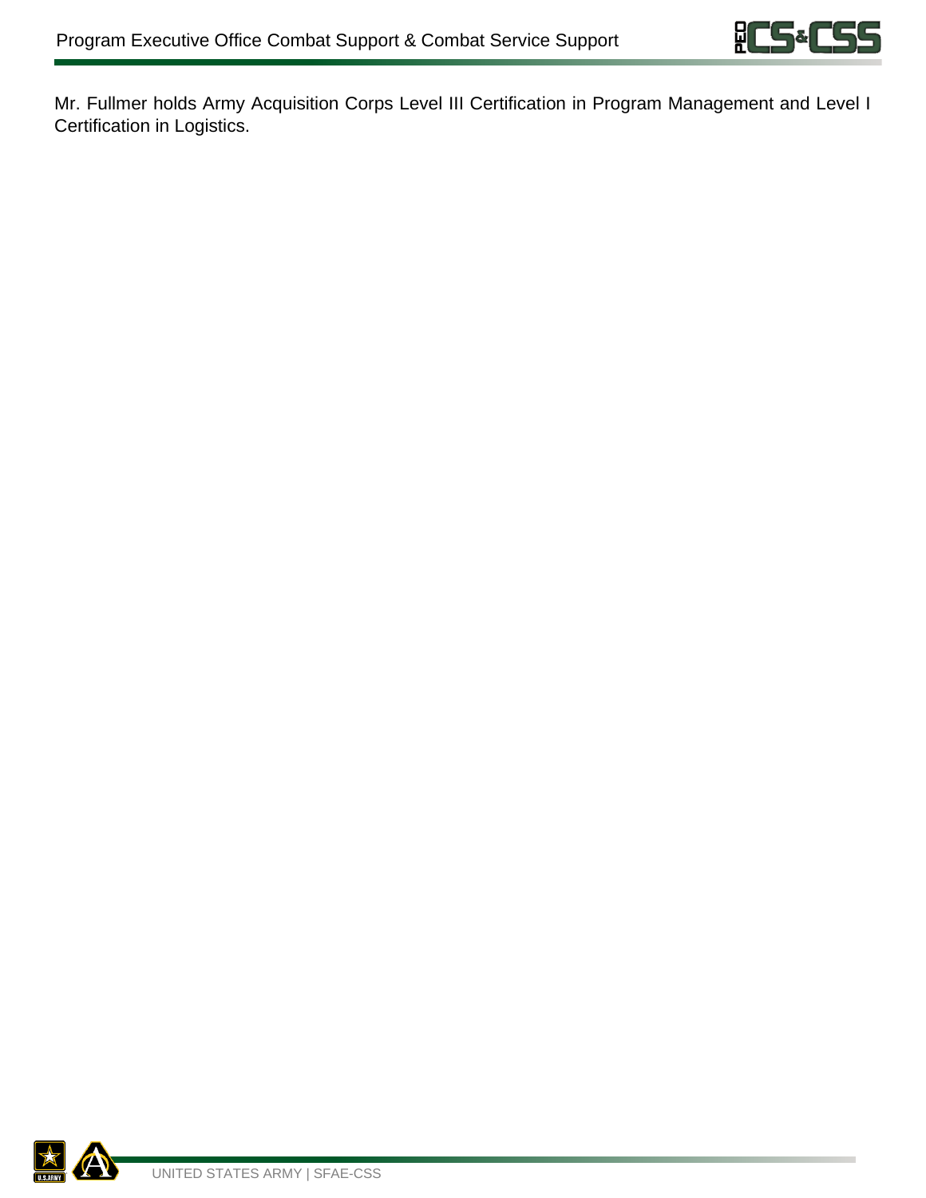Mr. Fullmer holds Army Acquisition Corps Level III Certification in Program Management and Level I Certification in Logistics.